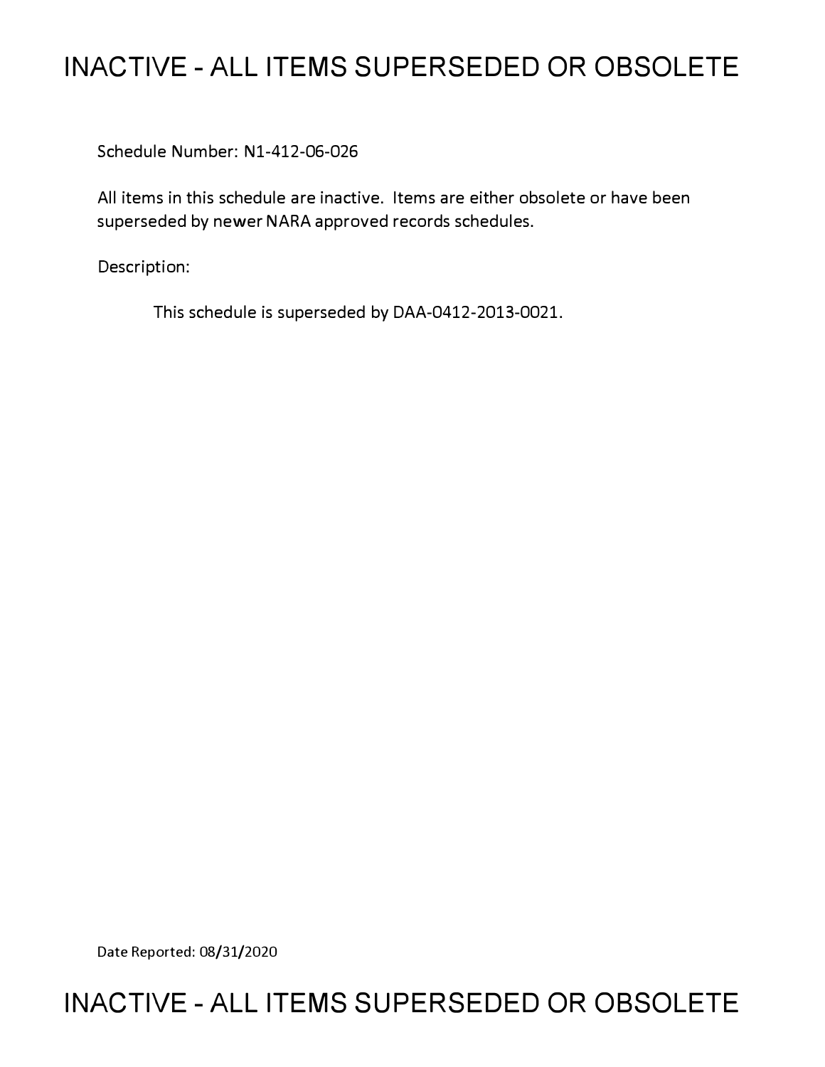# INACTIVE - ALL ITEMS SUPERSEDED OR OBSOLETE

Schedule Number: N1-412-06-026

All items in this schedule are inactive. Items are either obsolete or have been superseded by newer NARA approved records schedules.

Description:

This schedule is superseded by DAA-0412-2013-0021.

Date Reported: 08/31/2020

# INACTIVE - ALL ITEMS SUPERSEDED OR OBSOLETE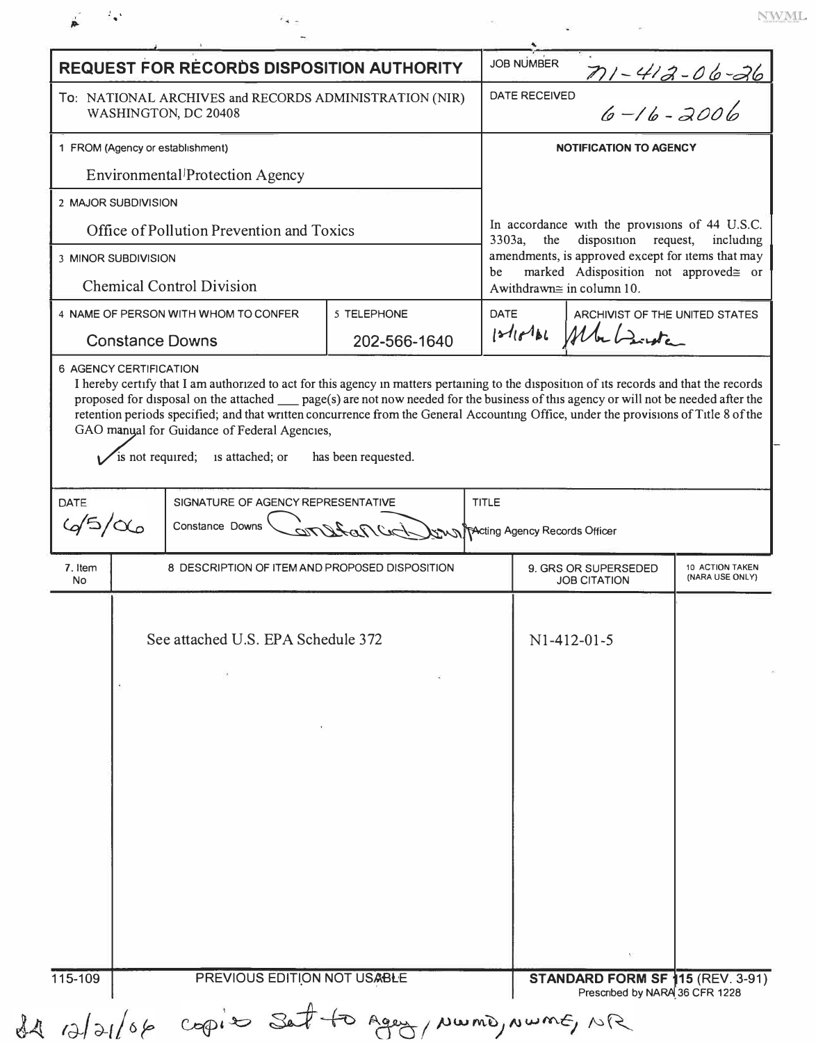# REQUEST FOR RECORDS DISPOSITION AUTHORITY

| | |
|---|---|
| **REQUEST FOR RECORDS DISPOSITION AUTHORITY** | JOB NUMBER N1-412-06-26 |
| To: NATIONAL ARCHIVES and RECORDS ADMINISTRATION (NIR) WASHINGTON, DC 20408 | DATE RECEIVED 6-16-2006 |

**1 FROM (Agency or establishment)**
Environmental Protection Agency

**2 MAJOR SUBDIVISION**
Office of Pollution Prevention and Toxics

**3 MINOR SUBDIVISION**
Chemical Control Division

**4 NAME OF PERSON WITH WHOM TO CONFER**
Constance Downs

**5 TELEPHONE**
202-566-1640

**NOTIFICATION TO AGENCY**

In accordance with the provisions of 44 U.S.C. 3303a, the disposition request, including amendments, is approved except for items that may be marked Adisposition not approved≅ or Awithdrawn≅ in column 10.

DATE: 12/1/06 | ARCHIVIST OF THE UNITED STATES: [signature]

**6 AGENCY CERTIFICATION**

I hereby certify that I am authorized to act for this agency in matters pertaining to the disposition of its records and that the records proposed for disposal on the attached ___ page(s) are not now needed for the business of this agency or will not be needed after the retention periods specified; and that written concurrence from the General Accounting Office, under the provisions of Title 8 of the GAO manual for Guidance of Federal Agencies,

✓ is not required; is attached; or has been requested.

| DATE | SIGNATURE OF AGENCY REPRESENTATIVE | TITLE |
|---|---|---|
| 6/5/06 | Constance Downs [signature] | Acting Agency Records Officer |

| 7. Item No | 8 DESCRIPTION OF ITEM AND PROPOSED DISPOSITION | 9. GRS OR SUPERSEDED JOB CITATION | 10 ACTION TAKEN (NARA USE ONLY) |
|---|---|---|---|
| | See attached U.S. EPA Schedule 372 | N1-412-01-5 | |

115-109 PREVIOUS EDITION NOT USABLE **STANDARD FORM SF 115** (REV. 3-91) Prescribed by NARA 36 CFR 1228

12/21/06 copies sent to Agency, NWMD, NWME, NR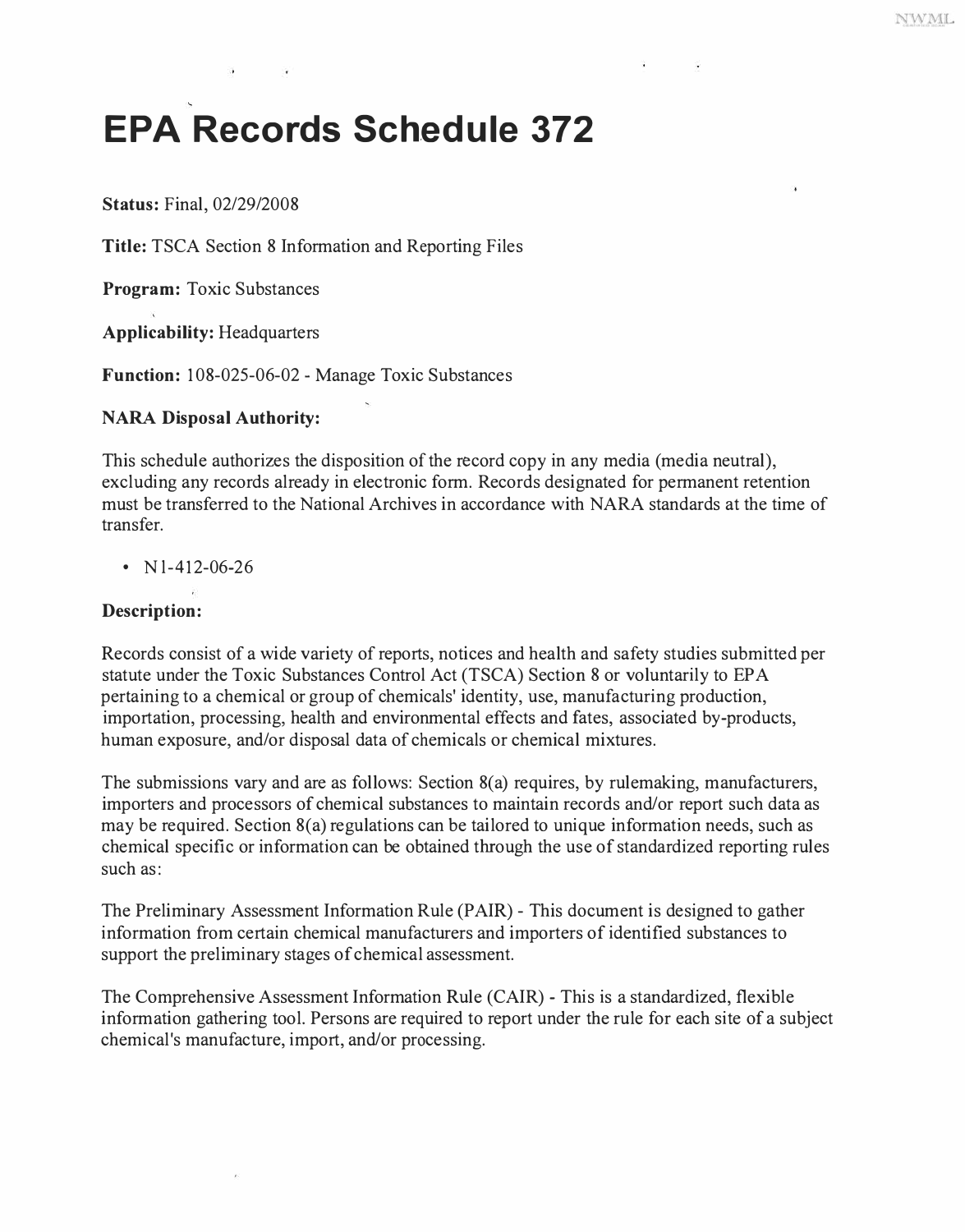# EPA Records Schedule 372

**Status:** Final, 02/29/2008

**Title:** TSCA Section 8 Information and Reporting Files

**Program:** Toxic Substances

**Applicability:** Headquarters

**Function:** 108-025-06-02 - Manage Toxic Substances

**NARA Disposal Authority:**

This schedule authorizes the disposition of the record copy in any media (media neutral), excluding any records already in electronic form. Records designated for permanent retention must be transferred to the National Archives in accordance with NARA standards at the time of transfer.

- N1-412-06-26

**Description:**

Records consist of a wide variety of reports, notices and health and safety studies submitted per statute under the Toxic Substances Control Act (TSCA) Section 8 or voluntarily to EPA pertaining to a chemical or group of chemicals' identity, use, manufacturing production, importation, processing, health and environmental effects and fates, associated by-products, human exposure, and/or disposal data of chemicals or chemical mixtures.

The submissions vary and are as follows: Section 8(a) requires, by rulemaking, manufacturers, importers and processors of chemical substances to maintain records and/or report such data as may be required. Section 8(a) regulations can be tailored to unique information needs, such as chemical specific or information can be obtained through the use of standardized reporting rules such as:

The Preliminary Assessment Information Rule (PAIR) - This document is designed to gather information from certain chemical manufacturers and importers of identified substances to support the preliminary stages of chemical assessment.

The Comprehensive Assessment Information Rule (CAIR) - This is a standardized, flexible information gathering tool. Persons are required to report under the rule for each site of a subject chemical's manufacture, import, and/or processing.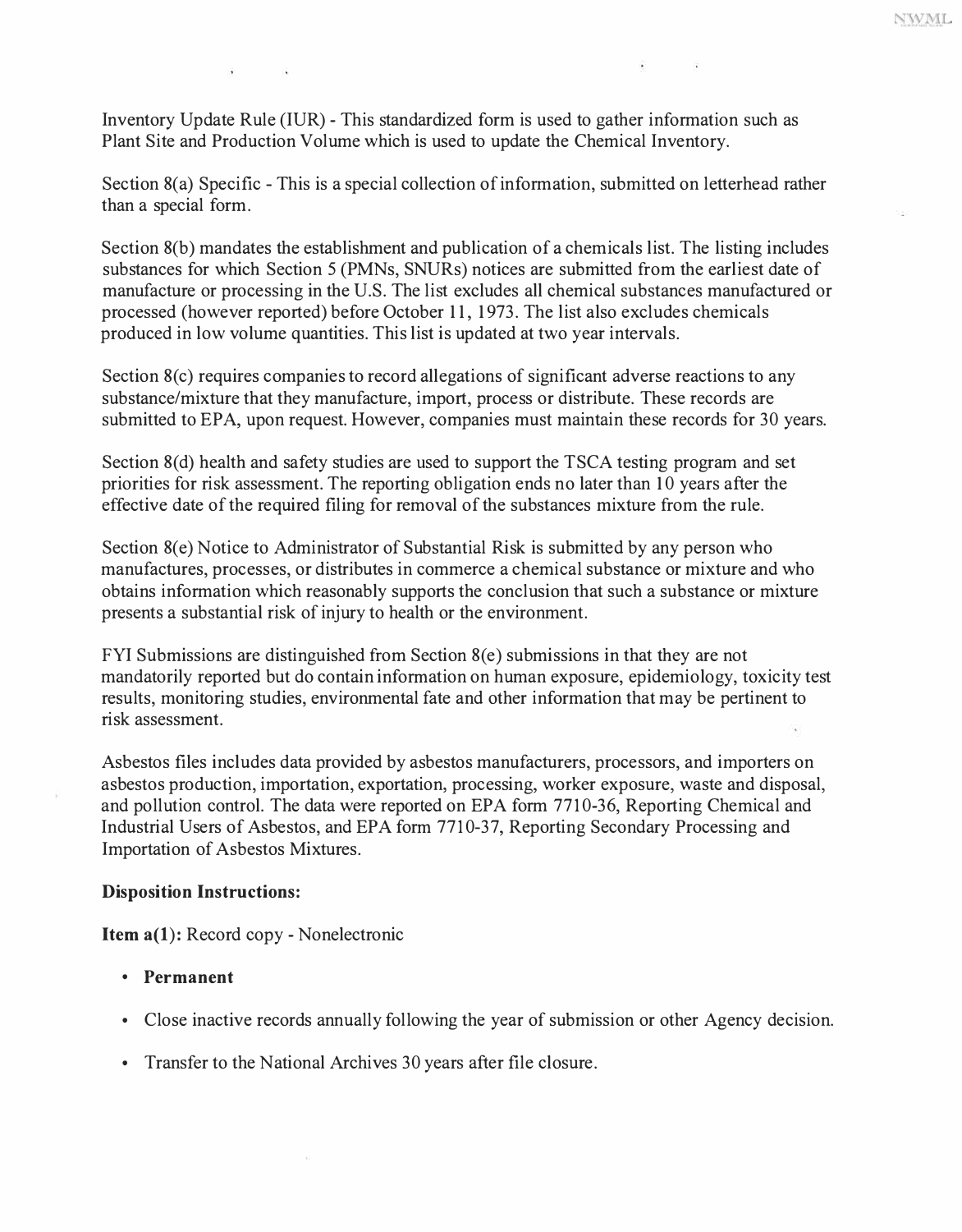Inventory Update Rule (IUR) - This standardized form is used to gather information such as Plant Site and Production Volume which is used to update the Chemical Inventory.

Section 8(a) Specific - This is a special collection of information, submitted on letterhead rather than a special form.

Section 8(b) mandates the establishment and publication of a chemicals list. The listing includes substances for which Section 5 (PMNs, SNURs) notices are submitted from the earliest date of manufacture or processing in the U.S. The list excludes all chemical substances manufactured or processed (however reported) before October 11, 1973. The list also excludes chemicals produced in low volume quantities. This list is updated at two year intervals.

Section 8(c) requires companies to record allegations of significant adverse reactions to any substance/mixture that they manufacture, import, process or distribute. These records are submitted to EPA, upon request. However, companies must maintain these records for 30 years.

Section 8(d) health and safety studies are used to support the TSCA testing program and set priorities for risk assessment. The reporting obligation ends no later than 10 years after the effective date of the required filing for removal of the substances mixture from the rule.

Section 8(e) Notice to Administrator of Substantial Risk is submitted by any person who manufactures, processes, or distributes in commerce a chemical substance or mixture and who obtains information which reasonably supports the conclusion that such a substance or mixture presents a substantial risk of injury to health or the environment.

FYI Submissions are distinguished from Section 8(e) submissions in that they are not mandatorily reported but do contain information on human exposure, epidemiology, toxicity test results, monitoring studies, environmental fate and other information that may be pertinent to risk assessment.

Asbestos files includes data provided by asbestos manufacturers, processors, and importers on asbestos production, importation, exportation, processing, worker exposure, waste and disposal, and pollution control. The data were reported on EPA form 7710-36, Reporting Chemical and Industrial Users of Asbestos, and EPA form 7710-37, Reporting Secondary Processing and Importation of Asbestos Mixtures.

**Disposition Instructions:**

**Item a(1):** Record copy - Nonelectronic

- **Permanent**
- Close inactive records annually following the year of submission or other Agency decision.
- Transfer to the National Archives 30 years after file closure.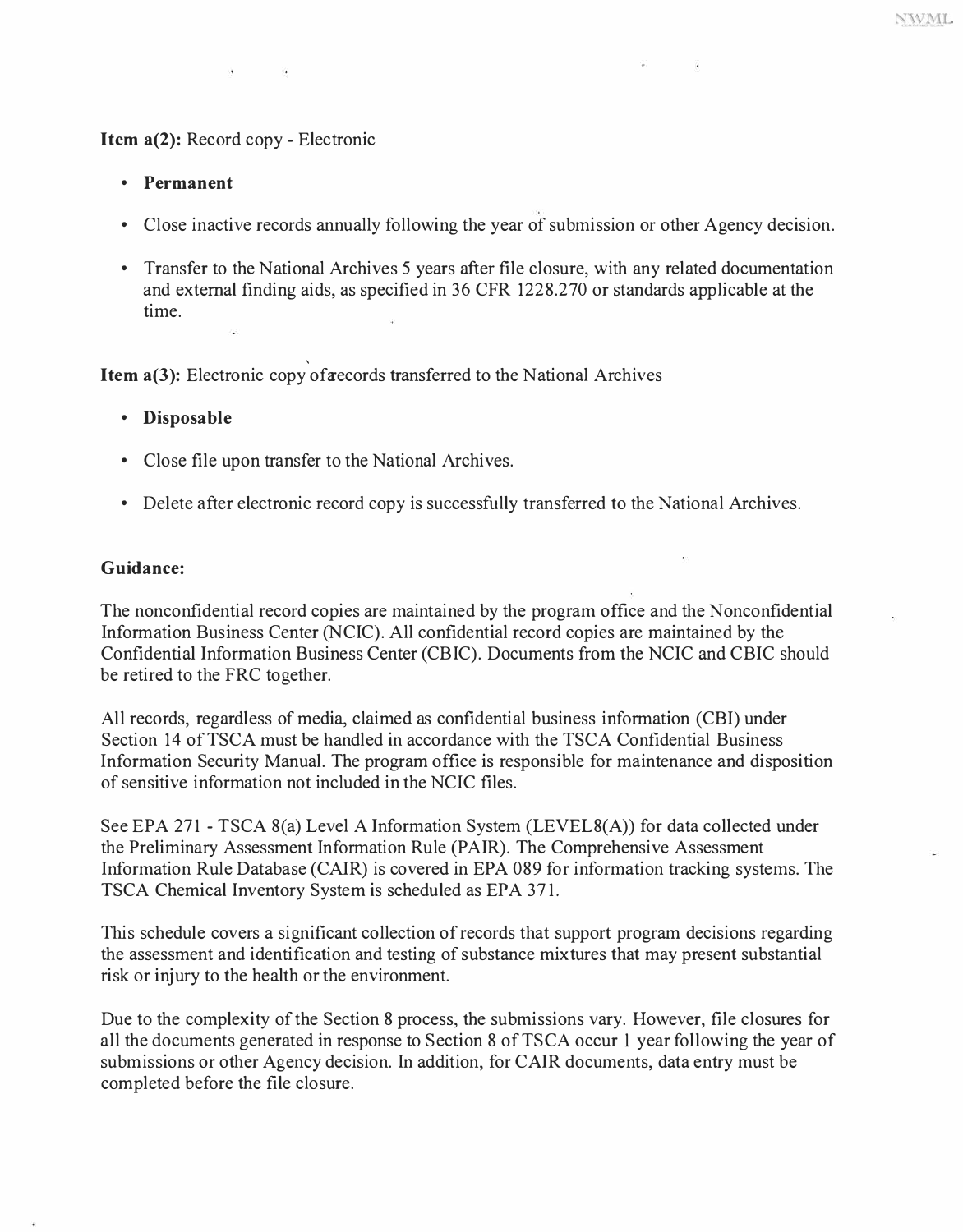**Item a(2):** Record copy - Electronic

- **Permanent**
- Close inactive records annually following the year of submission or other Agency decision.
- Transfer to the National Archives 5 years after file closure, with any related documentation and external finding aids, as specified in 36 CFR 1228.270 or standards applicable at the time.

**Item a(3):** Electronic copy of records transferred to the National Archives

- **Disposable**
- Close file upon transfer to the National Archives.
- Delete after electronic record copy is successfully transferred to the National Archives.

**Guidance:**

The nonconfidential record copies are maintained by the program office and the Nonconfidential Information Business Center (NCIC). All confidential record copies are maintained by the Confidential Information Business Center (CBIC). Documents from the NCIC and CBIC should be retired to the FRC together.

All records, regardless of media, claimed as confidential business information (CBI) under Section 14 of TSCA must be handled in accordance with the TSCA Confidential Business Information Security Manual. The program office is responsible for maintenance and disposition of sensitive information not included in the NCIC files.

See EPA 271 - TSCA 8(a) Level A Information System (LEVEL8(A)) for data collected under the Preliminary Assessment Information Rule (PAIR). The Comprehensive Assessment Information Rule Database (CAIR) is covered in EPA 089 for information tracking systems. The TSCA Chemical Inventory System is scheduled as EPA 371.

This schedule covers a significant collection of records that support program decisions regarding the assessment and identification and testing of substance mixtures that may present substantial risk or injury to the health or the environment.

Due to the complexity of the Section 8 process, the submissions vary. However, file closures for all the documents generated in response to Section 8 of TSCA occur 1 year following the year of submissions or other Agency decision. In addition, for CAIR documents, data entry must be completed before the file closure.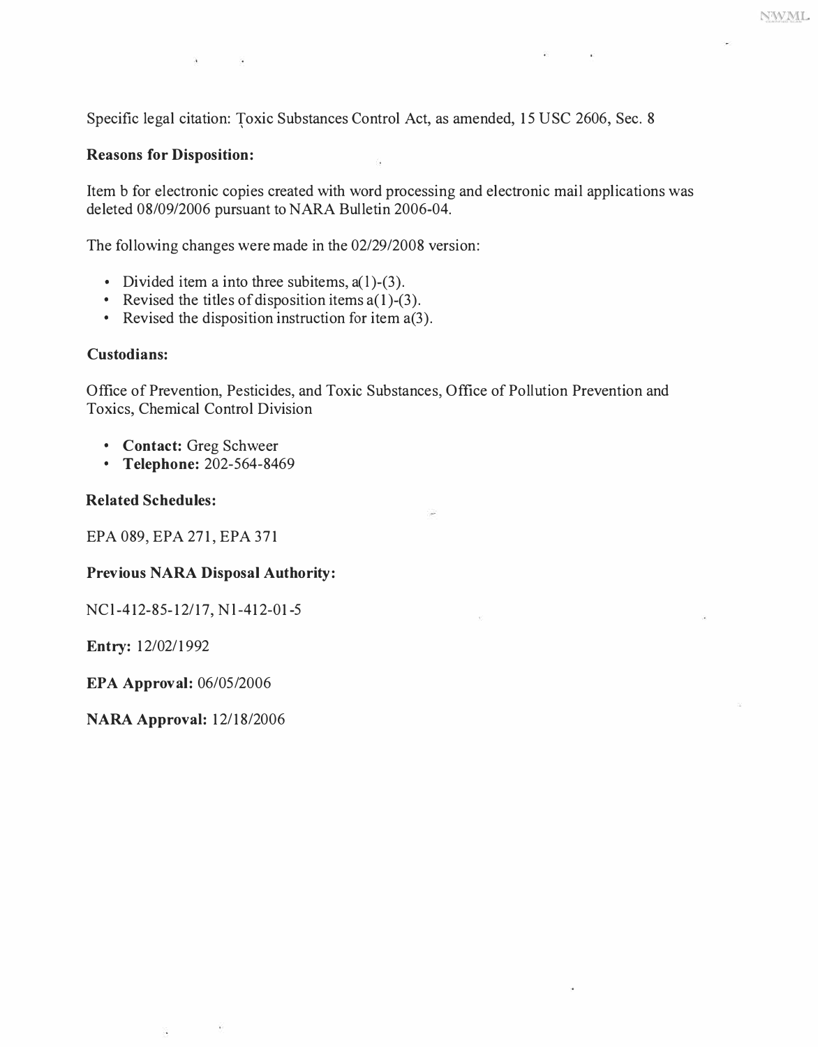Specific legal citation: Toxic Substances Control Act, as amended, 15 USC 2606, Sec. 8

**Reasons for Disposition:**

Item b for electronic copies created with word processing and electronic mail applications was deleted 08/09/2006 pursuant to NARA Bulletin 2006-04.

The following changes were made in the 02/29/2008 version:

- Divided item a into three subitems, a(1)-(3).
- Revised the titles of disposition items a(1)-(3).
- Revised the disposition instruction for item a(3).

**Custodians:**

Office of Prevention, Pesticides, and Toxic Substances, Office of Pollution Prevention and Toxics, Chemical Control Division

- **Contact:** Greg Schweer
- **Telephone:** 202-564-8469

**Related Schedules:**

EPA 089, EPA 271, EPA 371

**Previous NARA Disposal Authority:**

NC1-412-85-12/17, N1-412-01-5

**Entry:** 12/02/1992

**EPA Approval:** 06/05/2006

**NARA Approval:** 12/18/2006